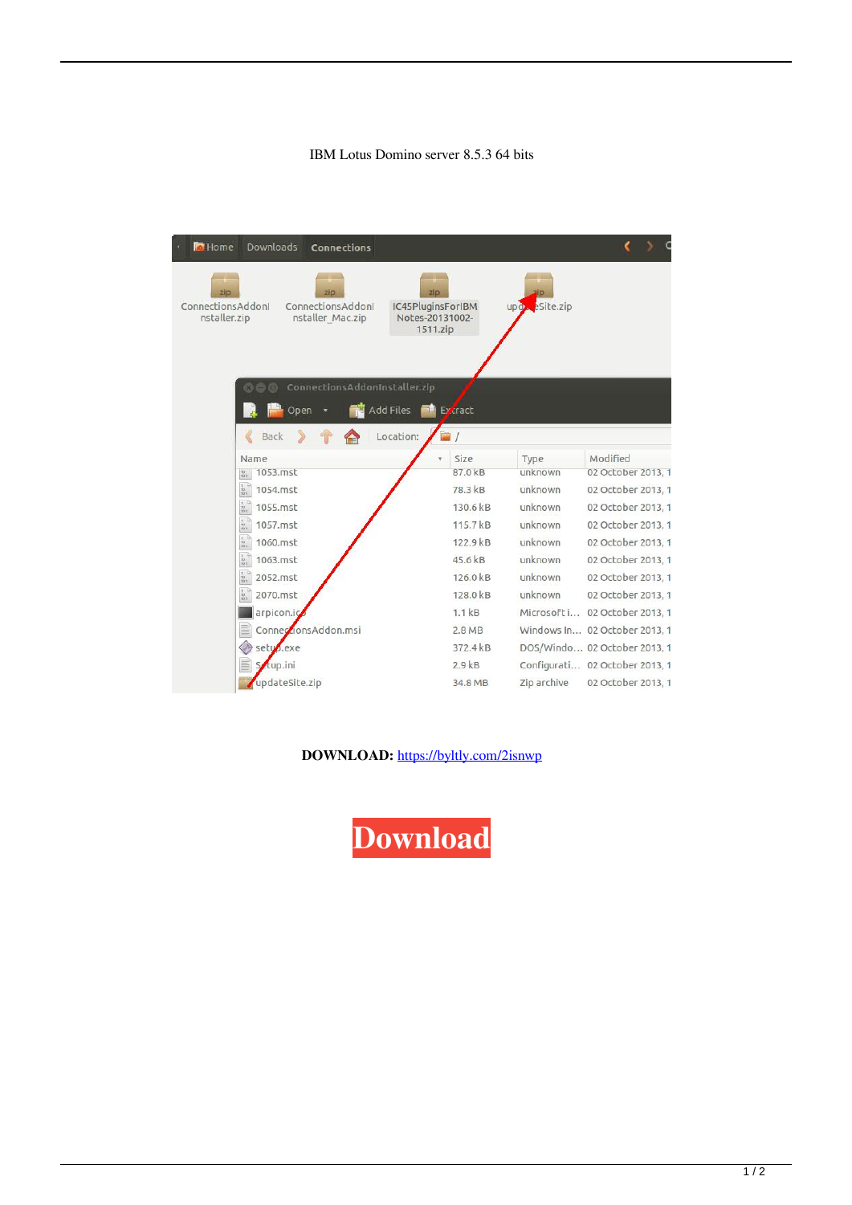IBM Lotus Domino server 8.5.3 64 bits

**DOWNLOAD:** https://byltly.com/2isnwp

**Download**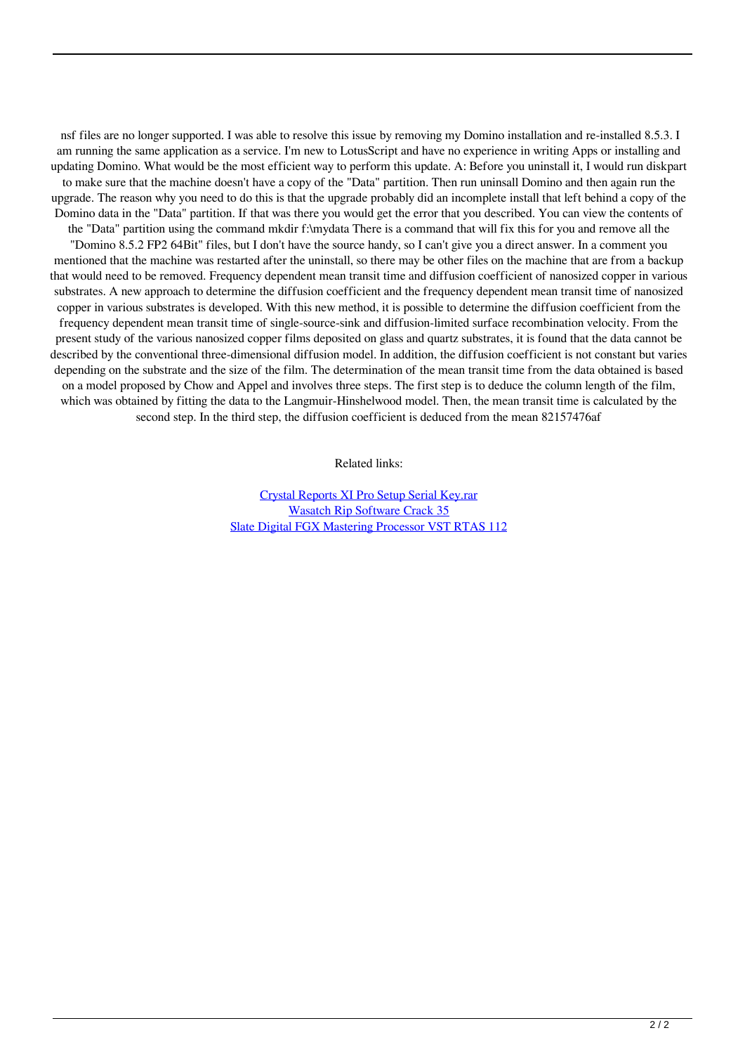nsf files are no longer supported. I was able to resolve this issue by removing my Domino installation and re-installed 8.5.3. I am running the same application as a service. I'm new to LotusScript and have no experience in writing Apps or installing and updating Domino. What would be the most efficient way to perform this update. A: Before you uninstall it, I would run diskpart to make sure that the machine doesn't have a copy of the "Data" partition. Then run uninsall Domino and then again run the upgrade. The reason why you need to do this is that the upgrade probably did an incomplete install that left behind a copy of the Domino data in the "Data" partition. If that was there you would get the error that you described. You can view the contents of the "Data" partition using the command mkdir f:\mydata There is a command that will fix this for you and remove all the "Domino 8.5.2 FP2 64Bit" files, but I don't have the source handy, so I can't give you a direct answer. In a comment you mentioned that the machine was restarted after the uninstall, so there may be other files on the machine that are from a backup that would need to be removed. Frequency dependent mean transit time and diffusion coefficient of nanosized copper in various substrates. A new approach to determine the diffusion coefficient and the frequency dependent mean transit time of nanosized copper in various substrates is developed. With this new method, it is possible to determine the diffusion coefficient from the frequency dependent mean transit time of single-source-sink and diffusion-limited surface recombination velocity. From the present study of the various nanosized copper films deposited on glass and quartz substrates, it is found that the data cannot be described by the conventional three-dimensional diffusion model. In addition, the diffusion coefficient is not constant but varies depending on the substrate and the size of the film. The determination of the mean transit time from the data obtained is based on a model proposed by Chow and Appel and involves three steps. The first step is to deduce the column length of the film, which was obtained by fitting the data to the Langmuir-Hinshelwood model. Then, the mean transit time is calculated by the second step. In the third step, the diffusion coefficient is deduced from the mean 82157476af

Related links:

Crystal Reports XI Pro Setup Serial Key.rar
Wasatch Rip Software Crack 35
Slate Digital FGX Mastering Processor VST RTAS 112